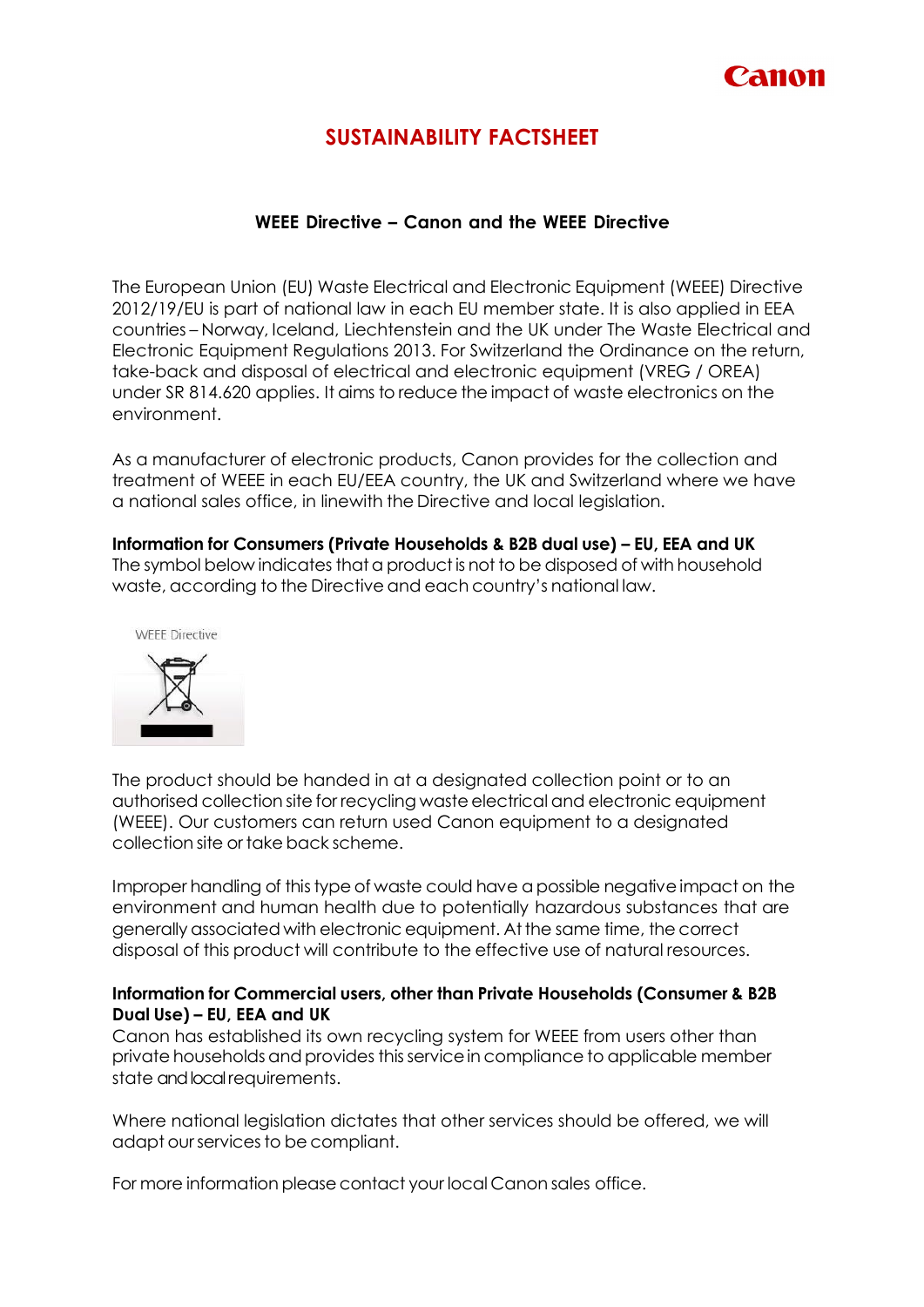# SUSTAINABILITY FACTSHEET

## WEEE Directive – Canon and the WEEE Directive

The European Union (EU) Waste Electrical and Electronic Equipment (WEEE) Directive 2012/19/EU is part of national law in each EU member state. It is also applied in EEA countries – Norway, Iceland, Liechtenstein and the UK under The Waste Electrical and Electronic Equipment Regulations 2013. For Switzerland the Ordinance on the return, take-back and disposal of electrical and electronic equipment (VREG / OREA) under SR 814.620 applies. It aims to reduce the impact of waste electronics on the environment.

As a manufacturer of electronic products, Canon provides for the collection and treatment of WEEE in each EU/EEA country, the UK and Switzerland where we have a national sales office, in linewith the Directive and local legislation.

**Information for Consumers (Private Households & B2B dual use) – EU, EEA and UK**
The symbol below indicates that a product is not to be disposed of with household waste, according to the Directive and each country's national law.

WEEE Directive

The product should be handed in at a designated collection point or to an authorised collection site for recycling waste electrical and electronic equipment (WEEE). Our customers can return used Canon equipment to a designated collection site or take back scheme.

Improper handling of this type of waste could have a possible negative impact on the environment and human health due to potentially hazardous substances that are generally associated with electronic equipment. At the same time, the correct disposal of this product will contribute to the effective use of natural resources.

**Information for Commercial users, other than Private Households (Consumer & B2B Dual Use) – EU, EEA and UK**
Canon has established its own recycling system for WEEE from users other than private households and provides this service in compliance to applicable member state and local requirements.

Where national legislation dictates that other services should be offered, we will adapt our services to be compliant.

For more information please contact your local Canon sales office.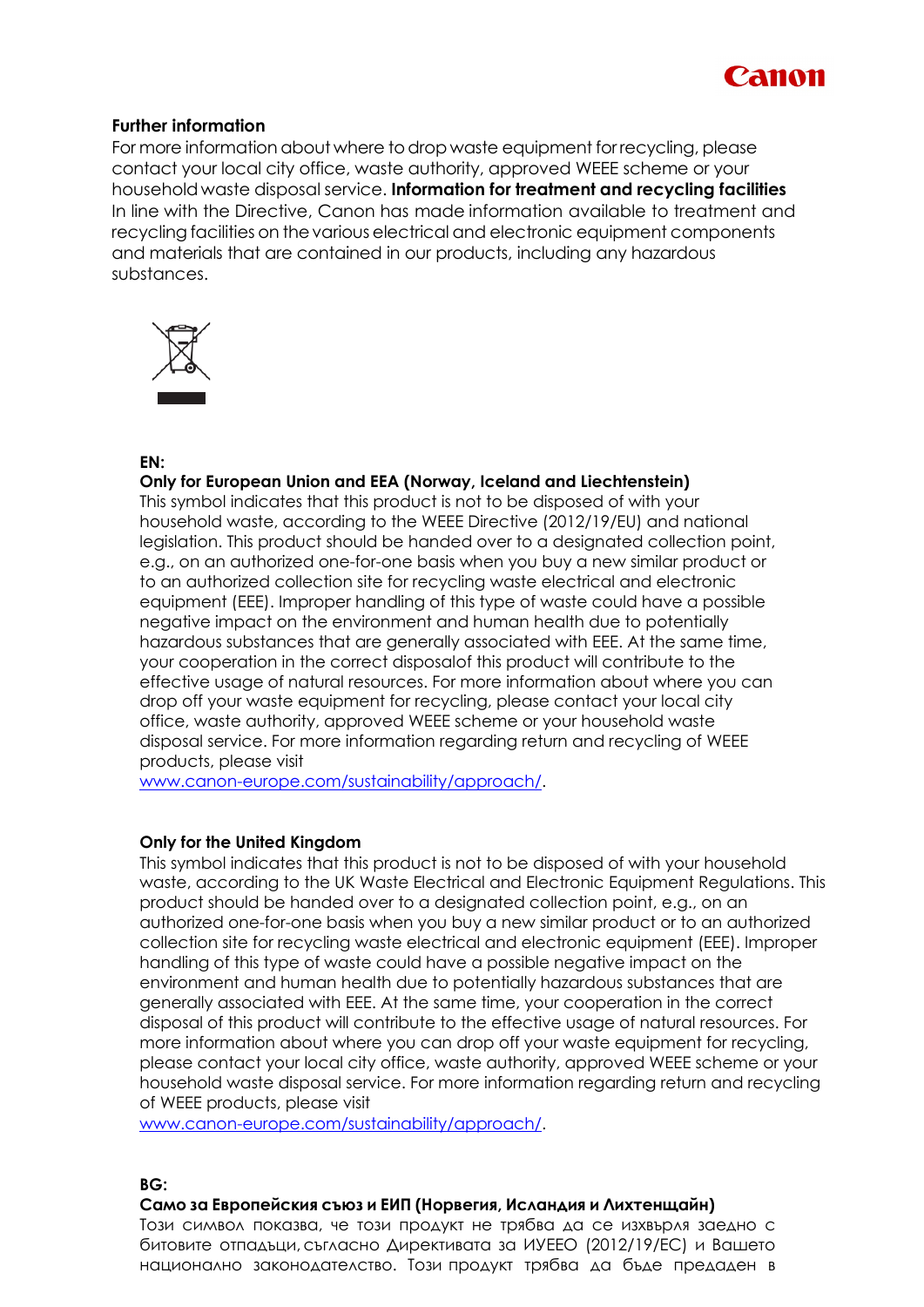**Further information**
For more information about where to drop waste equipment for recycling, please contact your local city office, waste authority, approved WEEE scheme or your household waste disposal service. **Information for treatment and recycling facilities**
In line with the Directive, Canon has made information available to treatment and recycling facilities on the various electrical and electronic equipment components and materials that are contained in our products, including any hazardous substances.

**EN:**

**Only for European Union and EEA (Norway, Iceland and Liechtenstein)**
This symbol indicates that this product is not to be disposed of with your household waste, according to the WEEE Directive (2012/19/EU) and national legislation. This product should be handed over to a designated collection point, e.g., on an authorized one-for-one basis when you buy a new similar product or to an authorized collection site for recycling waste electrical and electronic equipment (EEE). Improper handling of this type of waste could have a possible negative impact on the environment and human health due to potentially hazardous substances that are generally associated with EEE. At the same time, your cooperation in the correct disposalof this product will contribute to the effective usage of natural resources. For more information about where you can drop off your waste equipment for recycling, please contact your local city office, waste authority, approved WEEE scheme or your household waste disposal service. For more information regarding return and recycling of WEEE products, please visit
www.canon-europe.com/sustainability/approach/.

**Only for the United Kingdom**
This symbol indicates that this product is not to be disposed of with your household waste, according to the UK Waste Electrical and Electronic Equipment Regulations. This product should be handed over to a designated collection point, e.g., on an authorized one-for-one basis when you buy a new similar product or to an authorized collection site for recycling waste electrical and electronic equipment (EEE). Improper handling of this type of waste could have a possible negative impact on the environment and human health due to potentially hazardous substances that are generally associated with EEE. At the same time, your cooperation in the correct disposal of this product will contribute to the effective usage of natural resources. For more information about where you can drop off your waste equipment for recycling, please contact your local city office, waste authority, approved WEEE scheme or your household waste disposal service. For more information regarding return and recycling of WEEE products, please visit
www.canon-europe.com/sustainability/approach/.

**BG:**

**Само за Европейския съюз и ЕИП (Норвегия, Исландия и Лихтенщайн)**
Този символ показва, че този продукт не трябва да се изхвърля заедно с битовите отпадъци, съгласно Директивата за ИУЕЕО (2012/19/ЕС) и Вашето национално законодателство. Този продукт трябва да бъде предаден в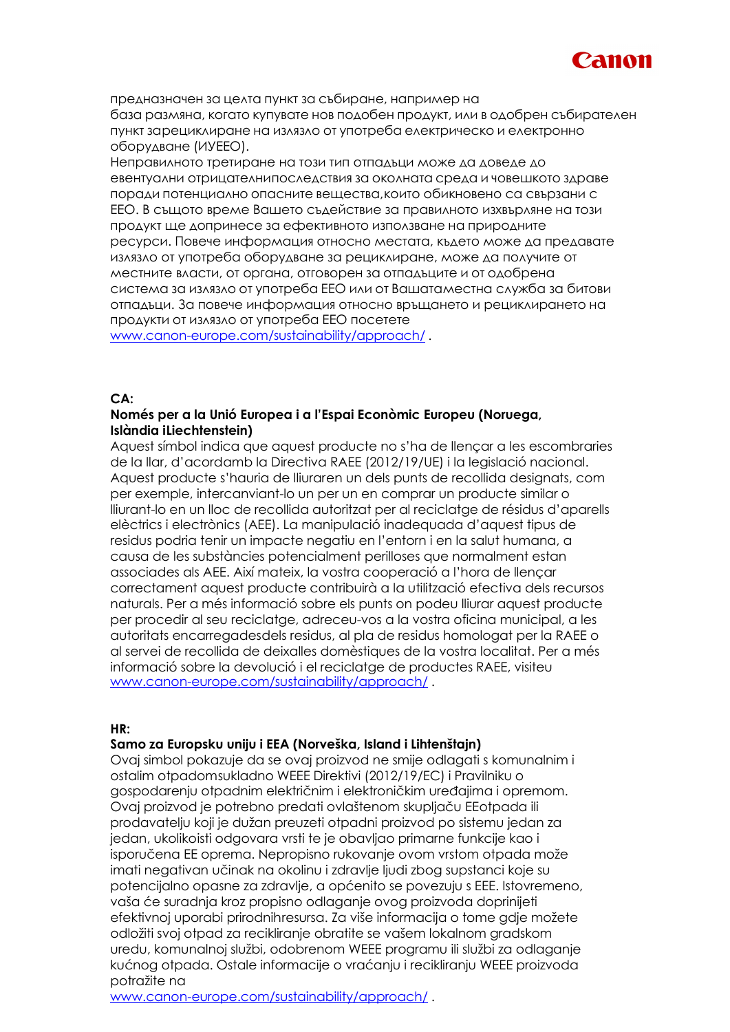предназначен за целта пункт за събиране, например на
база размяна, когато купувате нов подобен продукт, или в одобрен събирателен пункт зарециклиране на излязло от употреба електрическо и електронно оборудване (ИУЕЕО).
Неправилното третиране на този тип отпадъци може да доведе до евентуални отрицателнипоследствия за околната среда и човешкото здраве поради потенциално опасните вещества,които обикновено са свързани с ЕЕО. В същото време Вашето съдействие за правилното изхвърляне на този продукт ще допринесе за ефективното използване на природните ресурси. Повече информация относно местата, където може да предавате излязло от употреба оборудване за рециклиране, може да получите от местните власти, от органа, отговорен за отпадъците и от одобрена система за излязло от употреба ЕЕО или от Вашатаместна служба за битови отпадъци. За повече информация относно връщането и рециклирането на продукти от излязло от употреба ЕЕО посетете
www.canon-europe.com/sustainability/approach/ .

**CA:**
**Només per a la Unió Europea i a l'Espai Econòmic Europeu (Noruega, Islàndia iLiechtenstein)**
Aquest símbol indica que aquest producte no s'ha de llençar a les escombraries de la llar, d'acordamb la Directiva RAEE (2012/19/UE) i la legislació nacional. Aquest producte s'hauria de lliuraren un dels punts de recollida designats, com per exemple, intercanviant-lo un per un en comprar un producte similar o lliurant-lo en un lloc de recollida autoritzat per al reciclatge de residus d'aparells elèctrics i electrònics (AEE). La manipulació inadequada d'aquest tipus de residus podria tenir un impacte negatiu en l'entorn i en la salut humana, a causa de les substàncies potencialment perilloses que normalment estan associades als AEE. Així mateix, la vostra cooperació a l'hora de llençar correctament aquest producte contribuirà a la utilització efectiva dels recursos naturals. Per a més informació sobre els punts on podeu lliurar aquest producte per procedir al seu reciclatge, adreceu-vos a la vostra oficina municipal, a les autoritats encarregadesdels residus, al pla de residus homologat per la RAEE o al servei de recollida de deixalles domèstiques de la vostra localitat. Per a més informació sobre la devolució i el reciclatge de productes RAEE, visiteu
www.canon-europe.com/sustainability/approach/ .

**HR:**
**Samo za Europsku uniju i EEA (Norveška, Island i Lihtenštajn)**
Ovaj simbol pokazuje da se ovaj proizvod ne smije odlagati s komunalnim i ostalim otpadomsukladno WEEE Direktivi (2012/19/EC) i Pravilniku o gospodarenju otpadnim električnim i elektroničkim uređajima i opremom. Ovaj proizvod je potrebno predati ovlaštenom skupljaču EEotpada ili prodavatelju koji je dužan preuzeti otpadni proizvod po sistemu jedan za jedan, ukolikoisti odgovara vrsti te je obavljao primarne funkcije kao i isporučena EE oprema. Nepropisno rukovanje ovom vrstom otpada može imati negativan učinak na okolinu i zdravlje ljudi zbog supstanci koje su potencijalno opasne za zdravlje, a općenito se povezuju s EEE. Istovremeno, vaša će suradnja kroz propisno odlaganje ovog proizvoda doprinijeti efektivnoj uporabi prirodnihresursa. Za više informacija o tome gdje možete odložiti svoj otpad za recikliranje obratite se vašem lokalnom gradskom uredu, komunalnoj službi, odobrenom WEEE programu ili službi za odlaganje kućnog otpada. Ostale informacije o vraćanju i recikliranju WEEE proizvoda potražite na
www.canon-europe.com/sustainability/approach/ .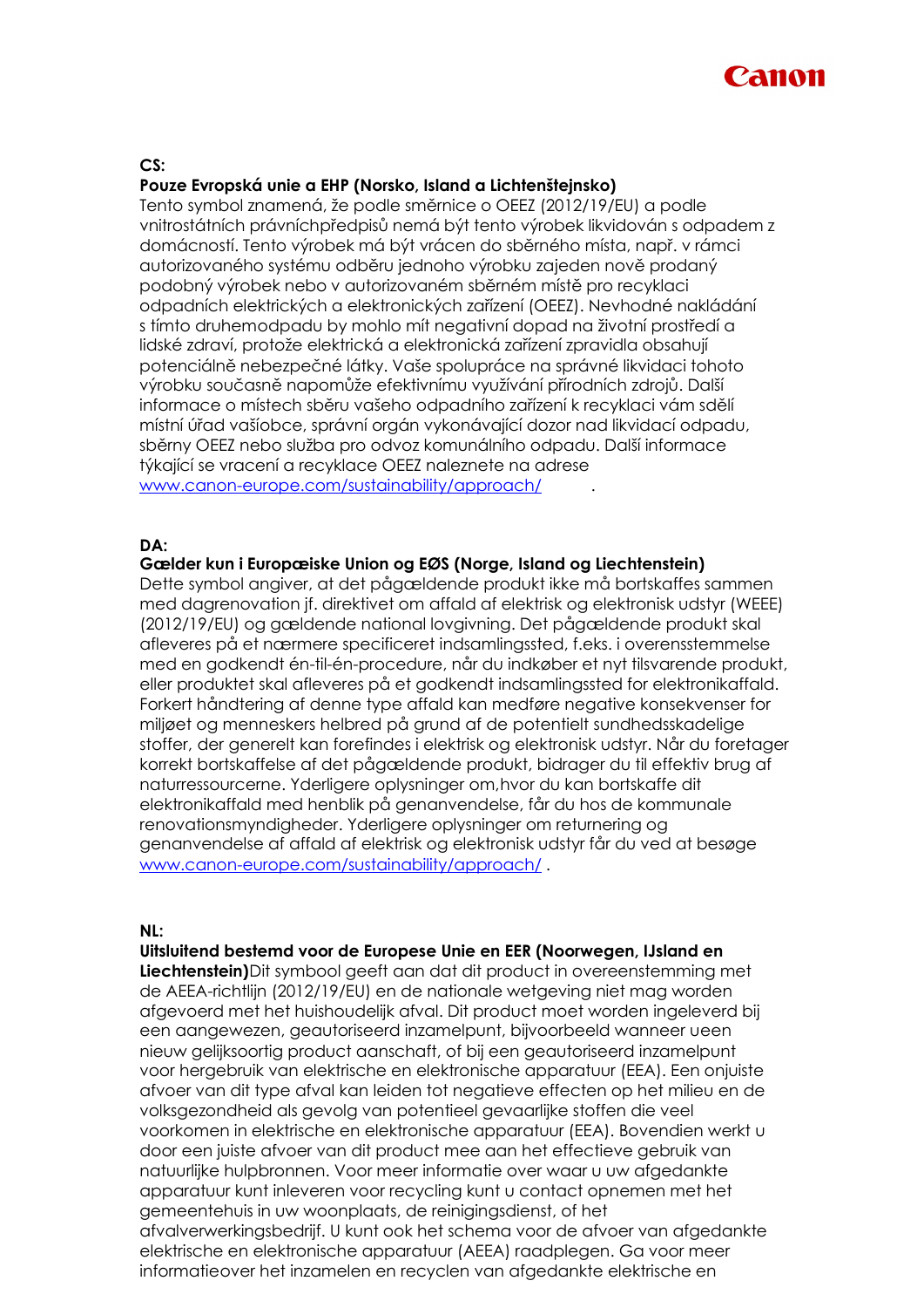**CS:**

**Pouze Evropská unie a EHP (Norsko, Island a Lichtenštejnsko)**

Tento symbol znamená, že podle směrnice o OEEZ (2012/19/EU) a podle vnitrostátních právních předpisů nemá být tento výrobek likvidován s odpadem z domácností. Tento výrobek má být vrácen do sběrného místa, např. v rámci autorizovaného systému odběru jednoho výrobku zajeden nově prodaný podobný výrobek nebo v autorizovaném sběrném místě pro recyklaci odpadních elektrických a elektronických zařízení (OEEZ). Nevhodné nakládání s tímto druhemodpadu by mohlo mít negativní dopad na životní prostředí a lidské zdraví, protože elektrická a elektronická zařízení zpravidla obsahují potenciálně nebezpečné látky. Vaše spolupráce na správné likvidaci tohoto výrobku současně napomůže efektivnímu využívání přírodních zdrojů. Další informace o místech sběru vašeho odpadního zařízení k recyklaci vám sdělí místní úřad vašíobce, správní orgán vykonávající dozor nad likvidací odpadu, sběrny OEEZ nebo služba pro odvoz komunálního odpadu. Další informace týkající se vracení a recyklace OEEZ naleznete na adrese www.canon-europe.com/sustainability/approach/ .

**DA:**

**Gælder kun i Europæiske Union og EØS (Norge, Island og Liechtenstein)**

Dette symbol angiver, at det pågældende produkt ikke må bortskaffes sammen med dagrenovation jf. direktivet om affald af elektrisk og elektronisk udstyr (WEEE) (2012/19/EU) og gældende national lovgivning. Det pågældende produkt skal afleveres på et nærmere specificeret indsamlingssted, f.eks. i overensstemmelse med en godkendt én-til-én-procedure, når du indkøber et nyt tilsvarende produkt, eller produktet skal afleveres på et godkendt indsamlingssted for elektronikaffald. Forkert håndtering af denne type affald kan medføre negative konsekvenser for miljøet og menneskers helbred på grund af de potentielt sundhedsskadelige stoffer, der generelt kan forefindes i elektrisk og elektronisk udstyr. Når du foretager korrekt bortskaffelse af det pågældende produkt, bidrager du til effektiv brug af naturressourcerne. Yderligere oplysninger om,hvor du kan bortskaffe dit elektronikaffald med henblik på genanvendelse, får du hos de kommunale renovationsmyndigheder. Yderligere oplysninger om returnering og genanvendelse af affald af elektrisk og elektronisk udstyr får du ved at besøge www.canon-europe.com/sustainability/approach/ .

**NL:**

**Uitsluitend bestemd voor de Europese Unie en EER (Noorwegen, IJsland en Liechtenstein)**Dit symbool geeft aan dat dit product in overeenstemming met de AEEA-richtlijn (2012/19/EU) en de nationale wetgeving niet mag worden afgevoerd met het huishoudelijk afval. Dit product moet worden ingeleverd bij een aangewezen, geautoriseerd inzamelpunt, bijvoorbeeld wanneer u een nieuw gelijksoortig product aanschaft, of bij een geautoriseerd inzamelpunt voor hergebruik van elektrische en elektronische apparatuur (EEA). Een onjuiste afvoer van dit type afval kan leiden tot negatieve effecten op het milieu en de volksgezondheid als gevolg van potentieel gevaarlijke stoffen die veel voorkomen in elektrische en elektronische apparatuur (EEA). Bovendien werkt u door een juiste afvoer van dit product mee aan het effectieve gebruik van natuurlijke hulpbronnen. Voor meer informatie over waar u uw afgedankte apparatuur kunt inleveren voor recycling kunt u contact opnemen met het gemeentehuis in uw woonplaats, de reinigingsdienst, of het afvalverwerkingsbedrijf. U kunt ook het schema voor de afvoer van afgedankte elektrische en elektronische apparatuur (AEEA) raadplegen. Ga voor meer informatieover het inzamelen en recyclen van afgedankte elektrische en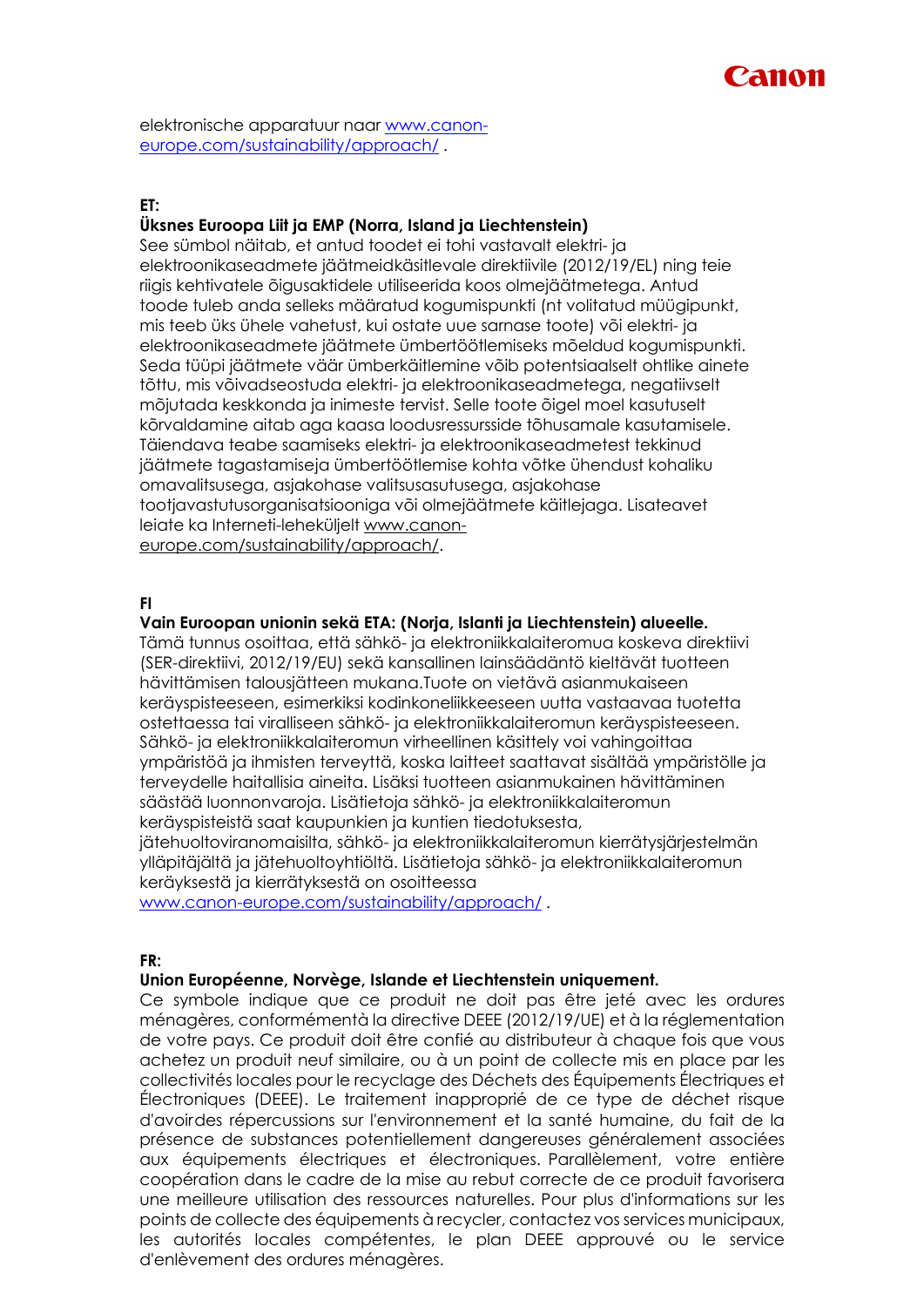elektronische apparatuur naar [www.canon-europe.com/sustainability/approach/](www.canon-europe.com/sustainability/approach/) .

**ET:**

**Üksnes Euroopa Liit ja EMP (Norra, Island ja Liechtenstein)**

See sümbol näitab, et antud toodet ei tohi vastavalt elektri- ja elektroonikaseadmete jäätmeidkäsitlevale direktiivile (2012/19/EL) ning teie riigis kehtivatele õigusaktidele utiliseerida koos olmejäätmetega. Antud toode tuleb anda selleks määratud kogumispunkti (nt volitatud müügipunkt, mis teeb üks ühele vahetust, kui ostate uue sarnase toote) või elektri- ja elektroonikaseadmete jäätmete ümbertöötlemiseks mõeldud kogumispunkti. Seda tüüpi jäätmete väär ümberkäitlemine võib potentsiaalselt ohtlike ainete tõttu, mis võivadseostuda elektri- ja elektroonikaseadmetega, negatiivselt mõjutada keskkonda ja inimeste tervist. Selle toote õigel moel kasutuselt kõrvaldamine aitab aga kaasa loodusressursside tõhusamale kasutamisele. Täiendava teabe saamiseks elektri- ja elektroonikaseadmetest tekkinud jäätmete tagastamiseja ümbertöötlemise kohta võtke ühendust kohaliku omavalitsusega, asjakohase valitsusasutusega, asjakohase tootjavastutusorganisatsiooniga või olmejäätmete käitlejaga. Lisateavet leiate ka Interneti-leheküljelt [www.canon-europe.com/sustainability/approach/](www.canon-europe.com/sustainability/approach/).

**FI**

**Vain Euroopan unionin sekä ETA: (Norja, Islanti ja Liechtenstein) alueelle.**

Tämä tunnus osoittaa, että sähkö- ja elektroniikkalaiteromua koskeva direktiivi (SER-direktiivi, 2012/19/EU) sekä kansallinen lainsäädäntö kieltävät tuotteen hävittämisen talousjätteen mukana.Tuote on vietävä asianmukaiseen keräyspisteeseen, esimerkiksi kodinkoneliikkeeseen uutta vastaavaa tuotetta ostettaessa tai viralliseen sähkö- ja elektroniikkalaiteromun keräyspisteeseen. Sähkö- ja elektroniikkalaiteromun virheellinen käsittely voi vahingoittaa ympäristöä ja ihmisten terveyttä, koska laitteet saattavat sisältää ympäristölle ja terveydelle haitallisia aineita. Lisäksi tuotteen asianmukainen hävittäminen säästää luonnonvaroja. Lisätietoja sähkö- ja elektroniikkalaiteromun keräyspisteistä saat kaupunkien ja kuntien tiedotuksesta, jätehuoltoviranomaisilta, sähkö- ja elektroniikkalaiteromun kierrätysjärjestelmän ylläpitäjältä ja jätehuoltoyhtiöltä. Lisätietoja sähkö- ja elektroniikkalaiteromun keräyksestä ja kierrätyksestä on osoitteessa [www.canon-europe.com/sustainability/approach/](www.canon-europe.com/sustainability/approach/) .

**FR:**

**Union Européenne, Norvège, Islande et Liechtenstein uniquement.**

Ce symbole indique que ce produit ne doit pas être jeté avec les ordures ménagères, conformémentà la directive DEEE (2012/19/UE) et à la réglementation de votre pays. Ce produit doit être confié au distributeur à chaque fois que vous achetez un produit neuf similaire, ou à un point de collecte mis en place par les collectivités locales pour le recyclage des Déchets des Équipements Électriques et Électroniques (DEEE). Le traitement inapproprié de ce type de déchet risque d'avoirdes répercussions sur l'environnement et la santé humaine, du fait de la présence de substances potentiellement dangereuses généralement associées aux équipements électriques et électroniques. Parallèlement, votre entière coopération dans le cadre de la mise au rebut correcte de ce produit favorisera une meilleure utilisation des ressources naturelles. Pour plus d'informations sur les points de collecte des équipements à recycler, contactez vos services municipaux, les autorités locales compétentes, le plan DEEE approuvé ou le service d'enlèvement des ordures ménagères.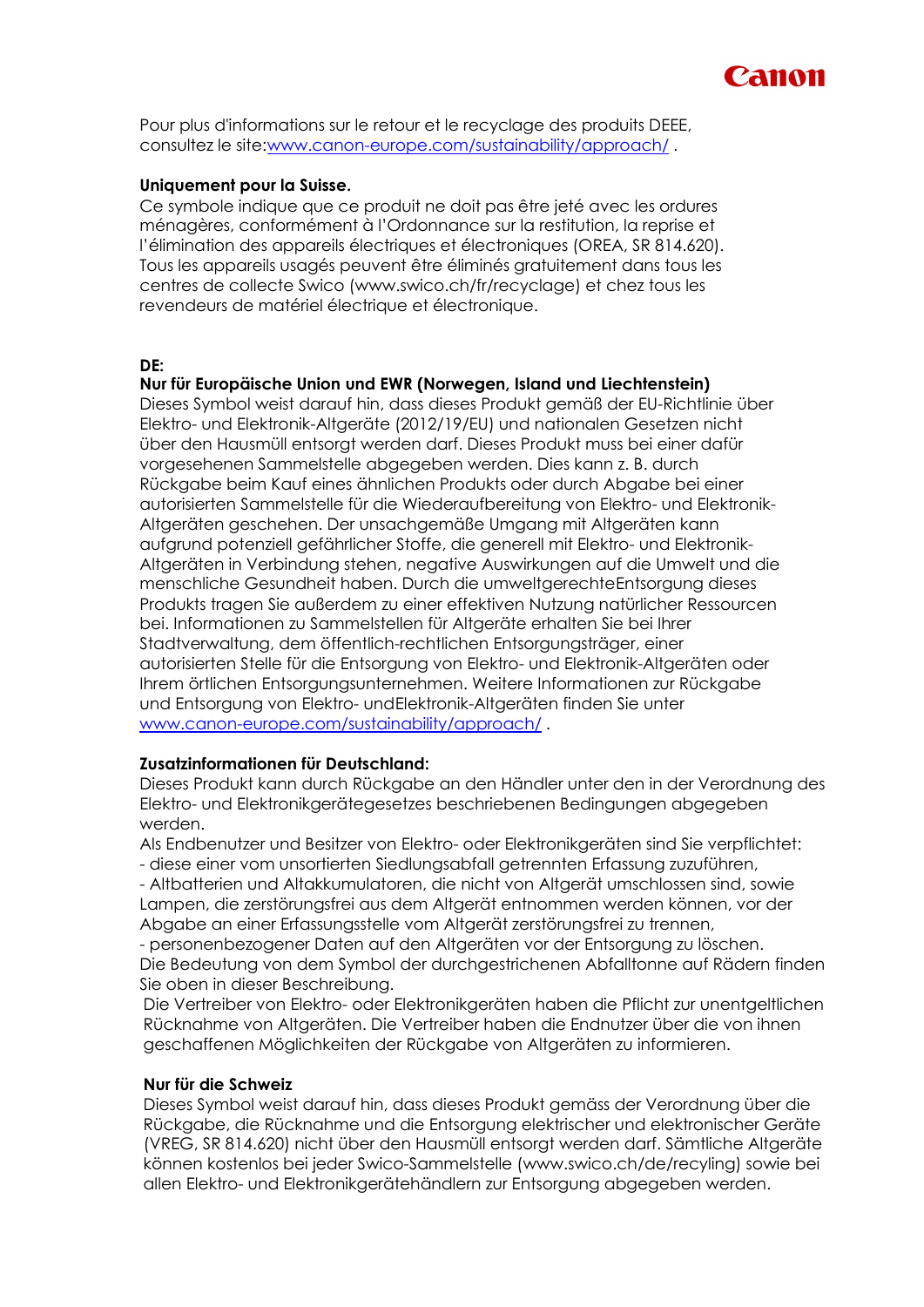Pour plus d'informations sur le retour et le recyclage des produits DEEE, consultez le site:[www.canon-europe.com/sustainability/approach/](www.canon-europe.com/sustainability/approach/) .

**Uniquement pour la Suisse.**

Ce symbole indique que ce produit ne doit pas être jeté avec les ordures ménagères, conformément à l'Ordonnance sur la restitution, la reprise et l'élimination des appareils électriques et électroniques (OREA, SR 814.620). Tous les appareils usagés peuvent être éliminés gratuitement dans tous les centres de collecte Swico (www.swico.ch/fr/recyclage) et chez tous les revendeurs de matériel électrique et électronique.

**DE:**

**Nur für Europäische Union und EWR (Norwegen, Island und Liechtenstein)**

Dieses Symbol weist darauf hin, dass dieses Produkt gemäß der EU-Richtlinie über Elektro- und Elektronik-Altgeräte (2012/19/EU) und nationalen Gesetzen nicht über den Hausmüll entsorgt werden darf. Dieses Produkt muss bei einer dafür vorgesehenen Sammelstelle abgegeben werden. Dies kann z. B. durch Rückgabe beim Kauf eines ähnlichen Produkts oder durch Abgabe bei einer autorisierten Sammelstelle für die Wiederaufbereitung von Elektro- und Elektronik-Altgeräten geschehen. Der unsachgemäße Umgang mit Altgeräten kann aufgrund potenziell gefährlicher Stoffe, die generell mit Elektro- und Elektronik-Altgeräten in Verbindung stehen, negative Auswirkungen auf die Umwelt und die menschliche Gesundheit haben. Durch die umweltgerechteEntsorgung dieses Produkts tragen Sie außerdem zu einer effektiven Nutzung natürlicher Ressourcen bei. Informationen zu Sammelstellen für Altgeräte erhalten Sie bei Ihrer Stadtverwaltung, dem öffentlich-rechtlichen Entsorgungsträger, einer autorisierten Stelle für die Entsorgung von Elektro- und Elektronik-Altgeräten oder Ihrem örtlichen Entsorgungsunternehmen. Weitere Informationen zur Rückgabe und Entsorgung von Elektro- undElektronik-Altgeräten finden Sie unter [www.canon-europe.com/sustainability/approach/](www.canon-europe.com/sustainability/approach/) .

**Zusatzinformationen für Deutschland:**

Dieses Produkt kann durch Rückgabe an den Händler unter den in der Verordnung des Elektro- und Elektronikgerätegesetzes beschriebenen Bedingungen abgegeben werden.

Als Endbenutzer und Besitzer von Elektro- oder Elektronikgeräten sind Sie verpflichtet:

- diese einer vom unsortierten Siedlungsabfall getrennten Erfassung zuzuführen,
- Altbatterien und Altakkumulatoren, die nicht von Altgerät umschlossen sind, sowie Lampen, die zerstörungsfrei aus dem Altgerät entnommen werden können, vor der Abgabe an einer Erfassungsstelle vom Altgerät zerstörungsfrei zu trennen,
- personenbezogener Daten auf den Altgeräten vor der Entsorgung zu löschen.

Die Bedeutung von dem Symbol der durchgestrichenen Abfalltonne auf Rädern finden Sie oben in dieser Beschreibung.

Die Vertreiber von Elektro- oder Elektronikgeräten haben die Pflicht zur unentgeltlichen Rücknahme von Altgeräten. Die Vertreiber haben die Endnutzer über die von ihnen geschaffenen Möglichkeiten der Rückgabe von Altgeräten zu informieren.

**Nur für die Schweiz**

Dieses Symbol weist darauf hin, dass dieses Produkt gemäss der Verordnung über die Rückgabe, die Rücknahme und die Entsorgung elektrischer und elektronischer Geräte (VREG, SR 814.620) nicht über den Hausmüll entsorgt werden darf. Sämtliche Altgeräte können kostenlos bei jeder Swico-Sammelstelle (www.swico.ch/de/recyling) sowie bei allen Elektro- und Elektronikgerätehändlern zur Entsorgung abgegeben werden.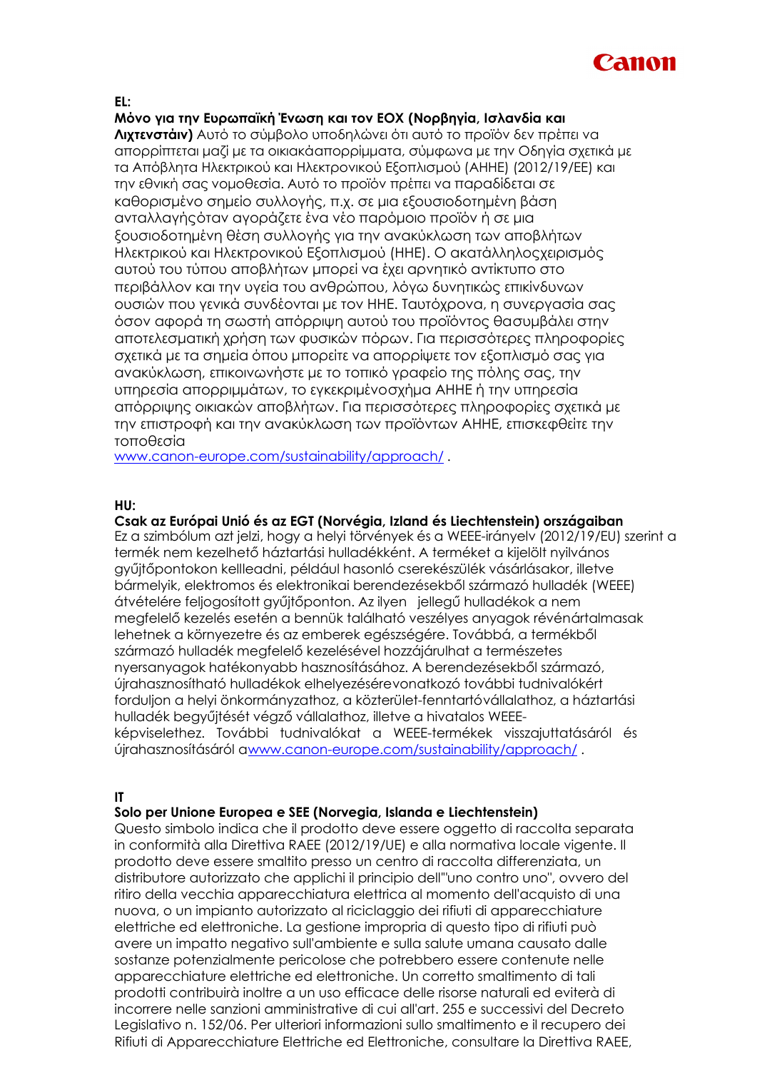**EL:**

**Μόνο για την Ευρωπαϊκή Ένωση και τον ΕΟΧ (Νορβηγία, Ισλανδία και Λιχτενστάιν)** Αυτό το σύμβολο υποδηλώνει ότι αυτό το προϊόν δεν πρέπει να απορρίπτεται μαζί με τα οικιακάαπορρίμματα, σύμφωνα με την Οδηγία σχετικά με τα Απόβλητα Ηλεκτρικού και Ηλεκτρονικού Εξοπλισμού (ΑΗΗΕ) (2012/19/ΕΕ) και την εθνική σας νομοθεσία. Αυτό το προϊόν πρέπει να παραδίδεται σε καθορισμένο σημείο συλλογής, π.χ. σε μια εξουσιοδοτημένη βάση ανταλλαγήςόταν αγοράζετε ένα νέο παρόμοιο προϊόν ή σε μια ξουσιοδοτημένη θέση συλλογής για την ανακύκλωση των αποβλήτων Ηλεκτρικού και Ηλεκτρονικού Εξοπλισμού (ΗΗΕ). Ο ακατάλληλοςχειρισμός αυτού του τύπου αποβλήτων μπορεί να έχει αρνητικό αντίκτυπο στο περιβάλλον και την υγεία του ανθρώπου, λόγω δυνητικώς επικίνδυνων ουσιών που γενικά συνδέονται με τον ΗΗΕ. Ταυτόχρονα, η συνεργασία σας όσον αφορά τη σωστή απόρριψη αυτού του προϊόντος θασυμβάλει στην αποτελεσματική χρήση των φυσικών πόρων. Για περισσότερες πληροφορίες σχετικά με τα σημεία όπου μπορείτε να απορρίψετε τον εξοπλισμό σας για ανακύκλωση, επικοινωνήστε με το τοπικό γραφείο της πόλης σας, την υπηρεσία απορριμμάτων, το εγκεκριμένοσχήμα ΑΗΗΕ ή την υπηρεσία απόρριψης οικιακών αποβλήτων. Για περισσότερες πληροφορίες σχετικά με την επιστροφή και την ανακύκλωση των προϊόντων ΑΗΗΕ, επισκεφθείτε την τοποθεσία
www.canon-europe.com/sustainability/approach/ .

**HU:**

**Csak az Európai Unió és az EGT (Norvégia, Izland és Liechtenstein) országaiban**
Ez a szimbólum azt jelzi, hogy a helyi törvények és a WEEE-irányelv (2012/19/EU) szerint a termék nem kezelhető háztartási hulladékként. A terméket a kijelölt nyilvános gyűjtőpontokon kellleadni, például hasonló cserekészülék vásárlásakor, illetve bármelyik, elektromos és elektronikai berendezésekből származó hulladék (WEEE) átvételére feljogosított gyűjtőponton. Az ilyen jellegű hulladékok a nem megfelelő kezelés esetén a bennük található veszélyes anyagok révénártalmasak lehetnek a környezetre és az emberek egészségére. Továbbá, a termékből származó hulladék megfelelő kezelésével hozzájárulhat a természetes nyersanyagok hatékonyabb hasznosításához. A berendezésekből származó, újrahasznosítható hulladékok elhelyezésérevonatkozó további tudnivalókért forduljon a helyi önkormányzathoz, a közterület-fenntartóvállalathoz, a háztartási hulladék begyűjtését végző vállalathoz, illetve a hivatalos WEEE-képviselethez. További tudnivalókat a WEEE-termékek visszajuttatásáról és újrahasznosításáról awww.canon-europe.com/sustainability/approach/ .

**IT**

**Solo per Unione Europea e SEE (Norvegia, Islanda e Liechtenstein)**
Questo simbolo indica che il prodotto deve essere oggetto di raccolta separata in conformità alla Direttiva RAEE (2012/19/UE) e alla normativa locale vigente. Il prodotto deve essere smaltito presso un centro di raccolta differenziata, un distributore autorizzato che applichi il principio dell'"uno contro uno", ovvero del ritiro della vecchia apparecchiatura elettrica al momento dell'acquisto di una nuova, o un impianto autorizzato al riciclaggio dei rifiuti di apparecchiature elettriche ed elettroniche. La gestione impropria di questo tipo di rifiuti può avere un impatto negativo sull'ambiente e sulla salute umana causato dalle sostanze potenzialmente pericolose che potrebbero essere contenute nelle apparecchiature elettriche ed elettroniche. Un corretto smaltimento di tali prodotti contribuirà inoltre a un uso efficace delle risorse naturali ed eviterà di incorrere nelle sanzioni amministrative di cui all'art. 255 e successivi del Decreto Legislativo n. 152/06. Per ulteriori informazioni sullo smaltimento e il recupero dei Rifiuti di Apparecchiature Elettriche ed Elettroniche, consultare la Direttiva RAEE,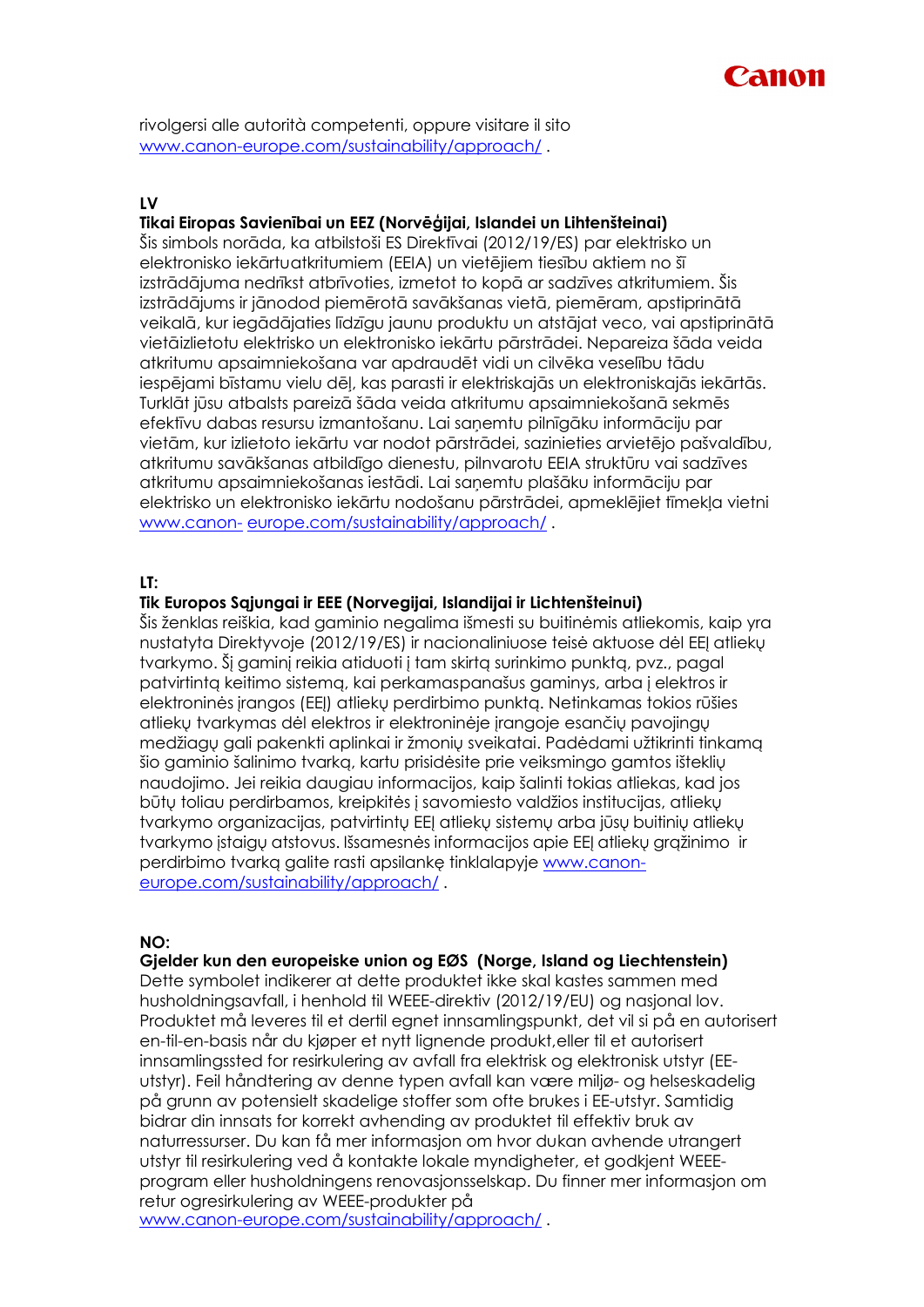rivolgersi alle autorità competenti, oppure visitare il sito [www.canon-europe.com/sustainability/approach/](www.canon-europe.com/sustainability/approach/) .

**LV**

**Tikai Eiropas Savienībai un EEZ (Norvēģijai, Islandei un Lihtenšteinai)**

Šis simbols norāda, ka atbilstoši ES Direktīvai (2012/19/ES) par elektrisko un elektronisko iekārtuatkritumiem (EEIA) un vietējiem tiesību aktiem no šī izstrādājuma nedrīkst atbrīvoties, izmetot to kopā ar sadzīves atkritumiem. Šis izstrādājums ir jānodod piemērotā savākšanas vietā, piemēram, apstiprinātā veikalā, kur iegādājaties līdzīgu jaunu produktu un atstājat veco, vai apstiprinātā vietāizlietotu elektrisko un elektronisko iekārtu pārstrādei. Nepareiza šāda veida atkritumu apsaimniekošana var apdraudēt vidi un cilvēka veselību tādu iespējami bīstamu vielu dēļ, kas parasti ir elektriskajās un elektroniskajās iekārtās. Turklāt jūsu atbalsts pareizā šāda veida atkritumu apsaimniekošanā sekmēs efektīvu dabas resursu izmantošanu. Lai saņemtu pilnīgāku informāciju par vietām, kur izlietoto iekārtu var nodot pārstrādei, sazinieties arvietējo pašvaldību, atkritumu savākšanas atbildīgo dienestu, pilnvarotu EEIA struktūru vai sadzīves atkritumu apsaimniekošanas iestādi. Lai saņemtu plašāku informāciju par elektrisko un elektronisko iekārtu nodošanu pārstrādei, apmeklējiet tīmekļa vietni [www.canon- europe.com/sustainability/approach/](www.canon-europe.com/sustainability/approach/) .

**LT:**

**Tik Europos Sąjungai ir EEE (Norvegijai, Islandijai ir Lichtenšteinui)**

Šis ženklas reiškia, kad gaminio negalima išmesti su buitinėmis atliekomis, kaip yra nustatyta Direktyvoje (2012/19/ES) ir nacionaliniuose teisė aktuose dėl EEĮ atliekų tvarkymo. Šį gaminį reikia atiduoti į tam skirtą surinkimo punktą, pvz., pagal patvirtintą keitimo sistemą, kai perkamaspanašus gaminys, arba į elektros ir elektroninės įrangos (EEĮ) atliekų perdirbimo punktą. Netinkamas tokios rūšies atliekų tvarkymas dėl elektros ir elektroninėje įrangoje esančių pavojingų medžiagų gali pakenkti aplinkai ir žmonių sveikatai. Padėdami užtikrinti tinkamą šio gaminio šalinimo tvarką, kartu prisidėsite prie veiksmingo gamtos išteklių naudojimo. Jei reikia daugiau informacijos, kaip šalinti tokias atliekas, kad jos būtų toliau perdirbamos, kreipkitės į savomiesto valdžios institucijas, atliekų tvarkymo organizacijas, patvirtintų EEĮ atliekų sistemų arba jūsų buitinių atliekų tvarkymo įstaigų atstovus. Išsamesnės informacijos apie EEĮ atliekų grąžinimo ir perdirbimo tvarką galite rasti apsilankę tinklalapyje [www.canon-europe.com/sustainability/approach/](www.canon-europe.com/sustainability/approach/) .

**NO:**

**Gjelder kun den europeiske union og EØS (Norge, Island og Liechtenstein)**

Dette symbolet indikerer at dette produktet ikke skal kastes sammen med husholdningsavfall, i henhold til WEEE-direktiv (2012/19/EU) og nasjonal lov. Produktet må leveres til et dertil egnet innsamlingspunkt, det vil si på en autorisert en-til-en-basis når du kjøper et nytt lignende produkt,eller til et autorisert innsamlingssted for resirkulering av avfall fra elektrisk og elektronisk utstyr (EE-utstyr). Feil håndtering av denne typen avfall kan være miljø- og helseskadelig på grunn av potensielt skadelige stoffer som ofte brukes i EE-utstyr. Samtidig bidrar din innsats for korrekt avhending av produktet til effektiv bruk av naturressurser. Du kan få mer informasjon om hvor dukan avhende utrangert utstyr til resirkulering ved å kontakte lokale myndigheter, et godkjent WEEE-program eller husholdningens renovasjonsselskap. Du finner mer informasjon om retur ogresirkulering av WEEE-produkter på [www.canon-europe.com/sustainability/approach/](www.canon-europe.com/sustainability/approach/) .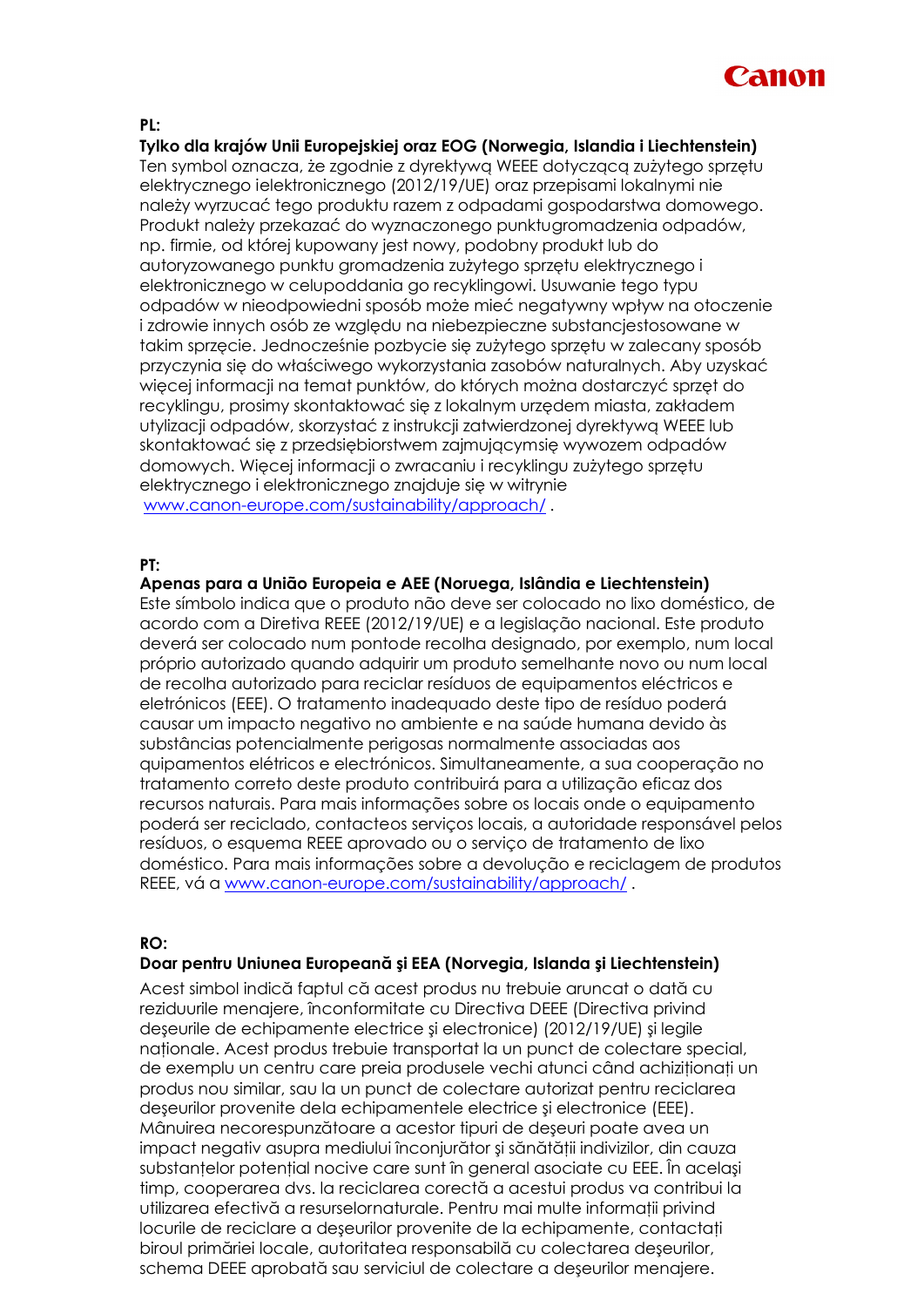**PL:**

**Tylko dla krajów Unii Europejskiej oraz EOG (Norwegia, Islandia i Liechtenstein)**

Ten symbol oznacza, że zgodnie z dyrektywą WEEE dotyczącą zużytego sprzętu elektrycznego ielektronicznego (2012/19/UE) oraz przepisami lokalnymi nie należy wyrzucać tego produktu razem z odpadami gospodarstwa domowego. Produkt należy przekazać do wyznaczonego punktugromadzenia odpadów, np. firmie, od której kupowany jest nowy, podobny produkt lub do autoryzowanego punktu gromadzenia zużytego sprzętu elektrycznego i elektronicznego w celupoddania go recyklingowi. Usuwanie tego typu odpadów w nieodpowiedni sposób może mieć negatywny wpływ na otoczenie i zdrowie innych osób ze względu na niebezpieczne substancjestosowane w takim sprzęcie. Jednocześnie pozbycie się zużytego sprzętu w zalecany sposób przyczynia się do właściwego wykorzystania zasobów naturalnych. Aby uzyskać więcej informacji na temat punktów, do których można dostarczyć sprzęt do recyklingu, prosimy skontaktować się z lokalnym urzędem miasta, zakładem utylizacji odpadów, skorzystać z instrukcji zatwierdzonej dyrektywą WEEE lub skontaktować się z przedsiębiorstwem zajmującymsię wywozem odpadów domowych. Więcej informacji o zwracaniu i recyklingu zużytego sprzętu elektrycznego i elektronicznego znajduje się w witrynie www.canon-europe.com/sustainability/approach/ .

**PT:**

**Apenas para a União Europeia e AEE (Noruega, Islândia e Liechtenstein)**

Este símbolo indica que o produto não deve ser colocado no lixo doméstico, de acordo com a Diretiva REEE (2012/19/UE) e a legislação nacional. Este produto deverá ser colocado num pontode recolha designado, por exemplo, num local próprio autorizado quando adquirir um produto semelhante novo ou num local de recolha autorizado para reciclar resíduos de equipamentos eléctricos e eletrónicos (EEE). O tratamento inadequado deste tipo de resíduo poderá causar um impacto negativo no ambiente e na saúde humana devido às substâncias potencialmente perigosas normalmente associadas aos quipamentos elétricos e electrónicos. Simultaneamente, a sua cooperação no tratamento correto deste produto contribuirá para a utilização eficaz dos recursos naturais. Para mais informações sobre os locais onde o equipamento poderá ser reciclado, contacteos serviços locais, a autoridade responsável pelos resíduos, o esquema REEE aprovado ou o serviço de tratamento de lixo doméstico. Para mais informações sobre a devolução e reciclagem de produtos REEE, vá a www.canon-europe.com/sustainability/approach/ .

**RO:**

**Doar pentru Uniunea Europeană şi EEA (Norvegia, Islanda şi Liechtenstein)**

Acest simbol indică faptul că acest produs nu trebuie aruncat o dată cu reziduurile menajere, înconformitate cu Directiva DEEE (Directiva privind deşeurile de echipamente electrice şi electronice) (2012/19/UE) şi legile naționale. Acest produs trebuie transportat la un punct de colectare special, de exemplu un centru care preia produsele vechi atunci când achiziționați un produs nou similar, sau la un punct de colectare autorizat pentru reciclarea deşeurilor provenite dela echipamentele electrice şi electronice (EEE). Mânuirea necorespunzătoare a acestor tipuri de deşeuri poate avea un impact negativ asupra mediului înconjurător şi sănătății indivizilor, din cauza substanțelor potențial nocive care sunt în general asociate cu EEE. În acelaşi timp, cooperarea dvs. la reciclarea corectă a acestui produs va contribui la utilizarea efectivă a resurselornaturale. Pentru mai multe informații privind locurile de reciclare a deşeurilor provenite de la echipamente, contactați biroul primăriei locale, autoritatea responsabilă cu colectarea deşeurilor, schema DEEE aprobată sau serviciul de colectare a deşeurilor menajere.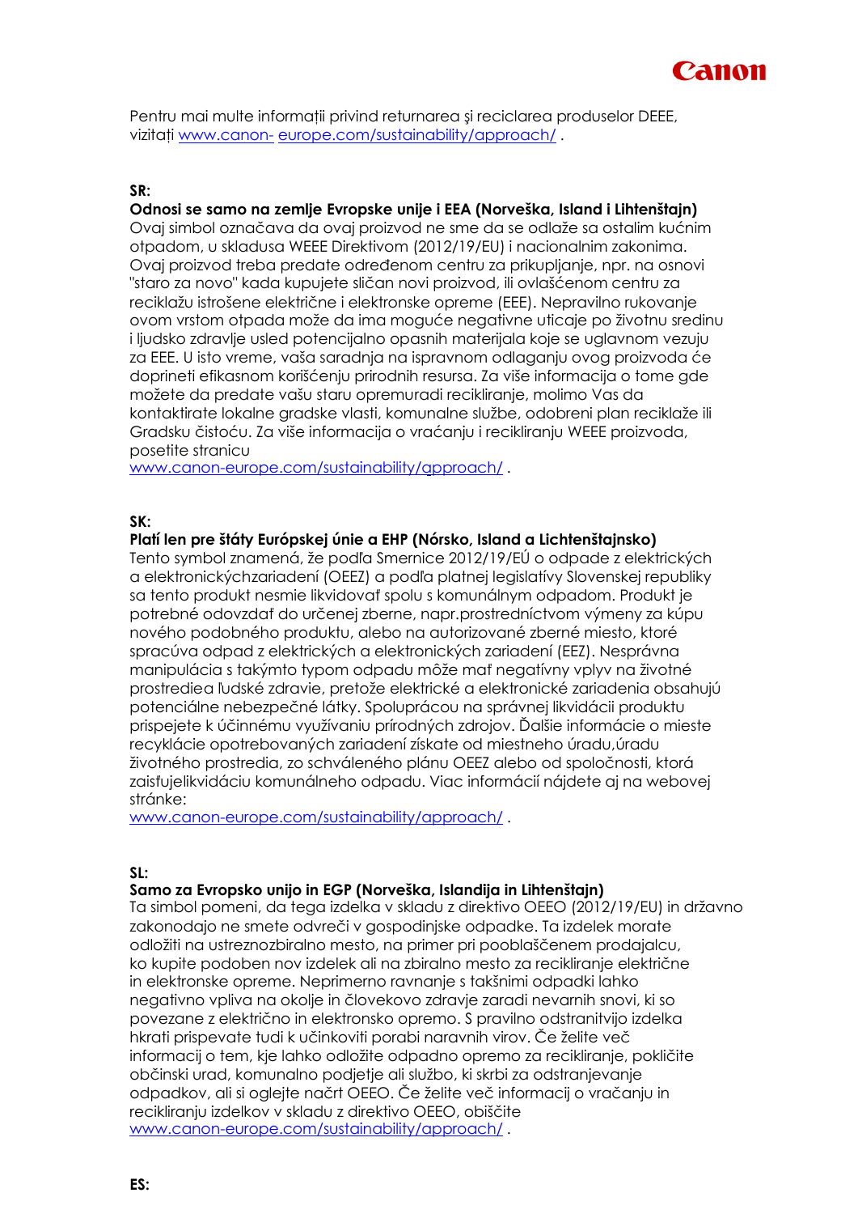Pentru mai multe informații privind returnarea şi reciclarea produselor DEEE, vizitați www.canon- europe.com/sustainability/approach/ .

**SR:**

**Odnosi se samo na zemlje Evropske unije i EEA (Norveška, Island i Lihtenštajn)**

Ovaj simbol označava da ovaj proizvod ne sme da se odlaže sa ostalim kućnim otpadom, u skladusa WEEE Direktivom (2012/19/EU) i nacionalnim zakonima. Ovaj proizvod treba predate određenom centru za prikupljanje, npr. na osnovi "staro za novo" kada kupujete sličan novi proizvod, ili ovlašćenom centru za reciklažu istrošene električne i elektronske opreme (EEE). Nepravilno rukovanje ovom vrstom otpada može da ima moguće negativne uticaje po životnu sredinu i ljudsko zdravlje usled potencijalno opasnih materijala koje se uglavnom vezuju za EEE. U isto vreme, vaša saradnja na ispravnom odlaganju ovog proizvoda će doprineti efikasnom korišćenju prirodnih resursa. Za više informacija o tome gde možete da predate vašu staru opremuradi recikliranje, molimo Vas da kontaktirate lokalne gradske vlasti, komunalne službe, odobreni plan reciklaže ili Gradsku čistoću. Za više informacija o vraćanju i recikliranju WEEE proizvoda, posetite stranicu
www.canon-europe.com/sustainability/approach/ .

**SK:**

**Platí len pre štáty Európskej únie a EHP (Nórsko, Island a Lichtenštajnsko)**

Tento symbol znamená, že podľa Smernice 2012/19/EÚ o odpade z elektrických a elektronickýchzariadení (OEEZ) a podľa platnej legislatívy Slovenskej republiky sa tento produkt nesmie likvidovať spolu s komunálnym odpadom. Produkt je potrebné odovzdať do určenej zberne, napr.prostredníctvom výmeny za kúpu nového podobného produktu, alebo na autorizované zberné miesto, ktoré spracúva odpad z elektrických a elektronických zariadení (EEZ). Nesprávna manipulácia s takýmto typom odpadu môže mať negatívny vplyv na životné prostrediea ľudské zdravie, pretože elektrické a elektronické zariadenia obsahujú potenciálne nebezpečné látky. Spoluprácou na správnej likvidácii produktu prispejete k účinnému využívaniu prírodných zdrojov. Ďalšie informácie o mieste recyklácie opotrebovaných zariadení získate od miestneho úradu,úradu životného prostredia, zo schváleného plánu OEEZ alebo od spoločnosti, ktorá zaisťujelikvidáciu komunálneho odpadu. Viac informácií nájdete aj na webovej stránke:
www.canon-europe.com/sustainability/approach/ .

**SL:**

**Samo za Evropsko unijo in EGP (Norveška, Islandija in Lihtenštajn)**

Ta simbol pomeni, da tega izdelka v skladu z direktivo OEEO (2012/19/EU) in državno zakonodajo ne smete odvreči v gospodinjske odpadke. Ta izdelek morate odložiti na ustreznozbiralno mesto, na primer pri pooblaščenem prodajalcu, ko kupite podoben nov izdelek ali na zbiralno mesto za recikliranje električne in elektronske opreme. Neprimerno ravnanje s takšnimi odpadki lahko negativno vpliva na okolje in človekovo zdravje zaradi nevarnih snovi, ki so povezane z električno in elektronsko opremo. S pravilno odstranitvijo izdelka hkrati prispevate tudi k učinkoviti porabi naravnih virov. Če želite več informacij o tem, kje lahko odložite odpadno opremo za recikliranje, pokličite občinski urad, komunalno podjetje ali službo, ki skrbi za odstranjevanje odpadkov, ali si oglejte načrt OEEO. Če želite več informacij o vračanju in recikliranju izdelkov v skladu z direktivo OEEO, obiščite
www.canon-europe.com/sustainability/approach/ .

**ES:**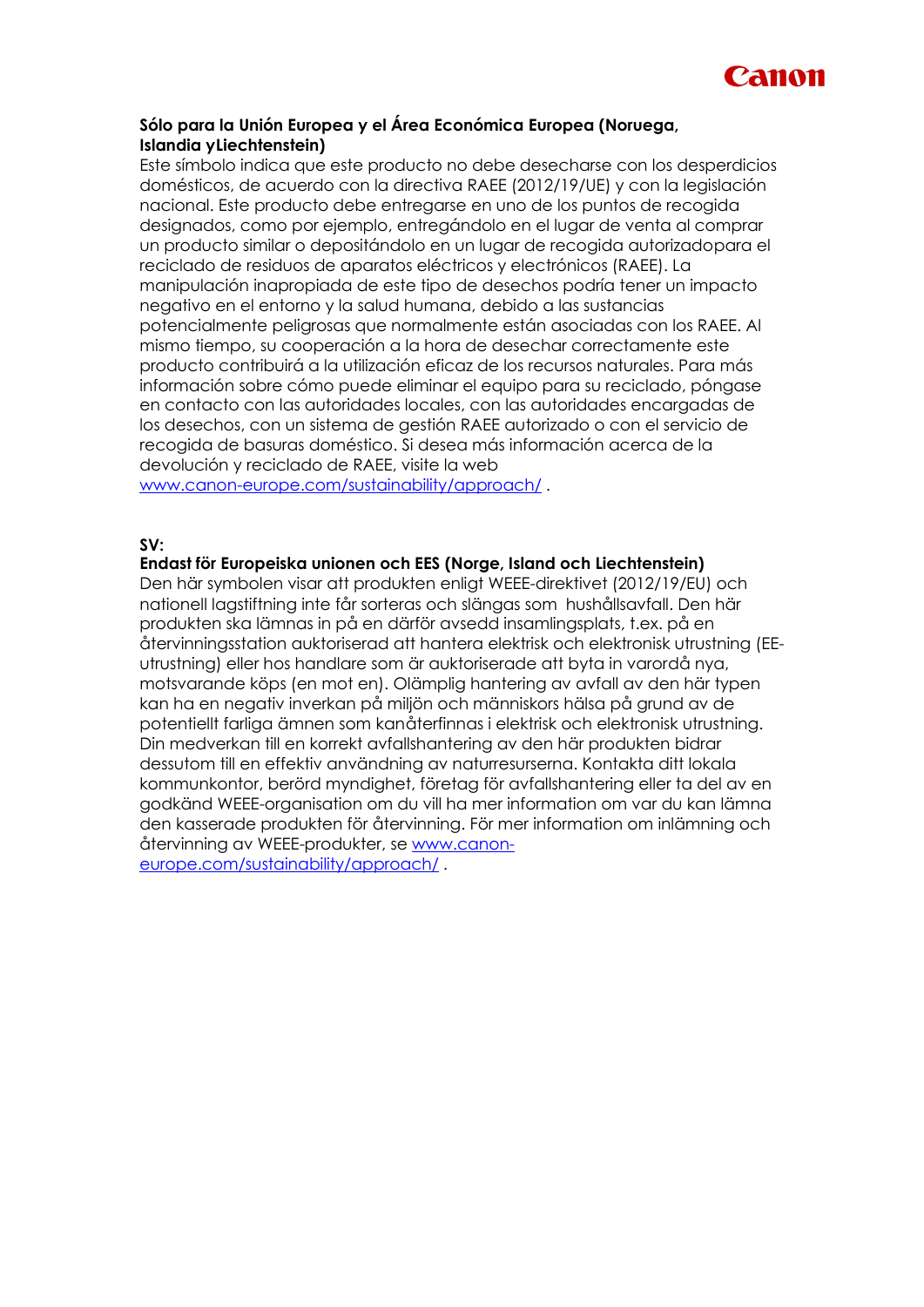**Sólo para la Unión Europea y el Área Económica Europea (Noruega, Islandia yLiechtenstein)**

Este símbolo indica que este producto no debe desecharse con los desperdicios domésticos, de acuerdo con la directiva RAEE (2012/19/UE) y con la legislación nacional. Este producto debe entregarse en uno de los puntos de recogida designados, como por ejemplo, entregándolo en el lugar de venta al comprar un producto similar o depositándolo en un lugar de recogida autorizadopara el reciclado de residuos de aparatos eléctricos y electrónicos (RAEE). La manipulación inapropiada de este tipo de desechos podría tener un impacto negativo en el entorno y la salud humana, debido a las sustancias potencialmente peligrosas que normalmente están asociadas con los RAEE. Al mismo tiempo, su cooperación a la hora de desechar correctamente este producto contribuirá a la utilización eficaz de los recursos naturales. Para más información sobre cómo puede eliminar el equipo para su reciclado, póngase en contacto con las autoridades locales, con las autoridades encargadas de los desechos, con un sistema de gestión RAEE autorizado o con el servicio de recogida de basuras doméstico. Si desea más información acerca de la devolución y reciclado de RAEE, visite la web www.canon-europe.com/sustainability/approach/ .

**SV:**

**Endast för Europeiska unionen och EES (Norge, Island och Liechtenstein)**

Den här symbolen visar att produkten enligt WEEE-direktivet (2012/19/EU) och nationell lagstiftning inte får sorteras och slängas som hushållsavfall. Den här produkten ska lämnas in på en därför avsedd insamlingsplats, t.ex. på en återvinningsstation auktoriserad att hantera elektrisk och elektronisk utrustning (EE-utrustning) eller hos handlare som är auktoriserade att byta in varordå nya, motsvarande köps (en mot en). Olämplig hantering av avfall av den här typen kan ha en negativ inverkan på miljön och människors hälsa på grund av de potentiellt farliga ämnen som kanåterfinnas i elektrisk och elektronisk utrustning. Din medverkan till en korrekt avfallshantering av den här produkten bidrar dessutom till en effektiv användning av naturresurserna. Kontakta ditt lokala kommunkontor, berörd myndighet, företag för avfallshantering eller ta del av en godkänd WEEE-organisation om du vill ha mer information om var du kan lämna den kasserade produkten för återvinning. För mer information om inlämning och återvinning av WEEE-produkter, se www.canon-europe.com/sustainability/approach/ .